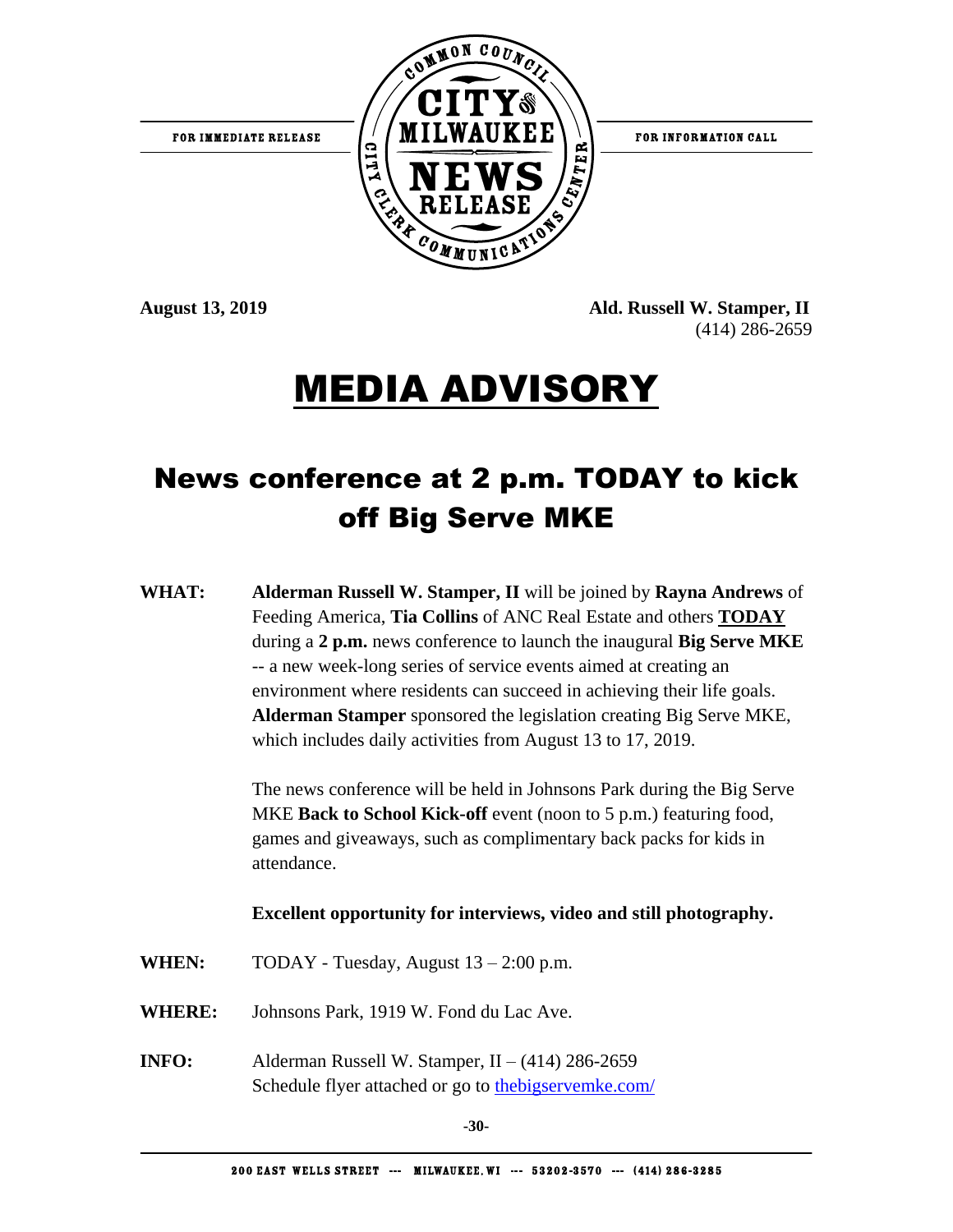FOR IMMEDIATE RELEASE

COMMON COUNCIL CITY OF MILWAUKEE NEWS RELEASE CITY CLERK COMMUNICATIONS CENTER

FOR INFORMATION CALL

**August 13, 2019**

**Ald. Russell W. Stamper, II**
(414) 286-2659

# MEDIA ADVISORY

## News conference at 2 p.m. TODAY to kick off Big Serve MKE

**WHAT:** **Alderman Russell W. Stamper, II** will be joined by **Rayna Andrews** of Feeding America, **Tia Collins** of ANC Real Estate and others **TODAY** during a **2 p.m.** news conference to launch the inaugural **Big Serve MKE** -- a new week-long series of service events aimed at creating an environment where residents can succeed in achieving their life goals. **Alderman Stamper** sponsored the legislation creating Big Serve MKE, which includes daily activities from August 13 to 17, 2019.

The news conference will be held in Johnsons Park during the Big Serve MKE **Back to School Kick-off** event (noon to 5 p.m.) featuring food, games and giveaways, such as complimentary back packs for kids in attendance.

**Excellent opportunity for interviews, video and still photography.**

**WHEN:** TODAY - Tuesday, August 13 – 2:00 p.m.

**WHERE:** Johnsons Park, 1919 W. Fond du Lac Ave.

**INFO:** Alderman Russell W. Stamper, II – (414) 286-2659
Schedule flyer attached or go to thebigservemke.com/

-30-

200 EAST WELLS STREET --- MILWAUKEE, WI --- 53202-3570 --- (414) 286-3285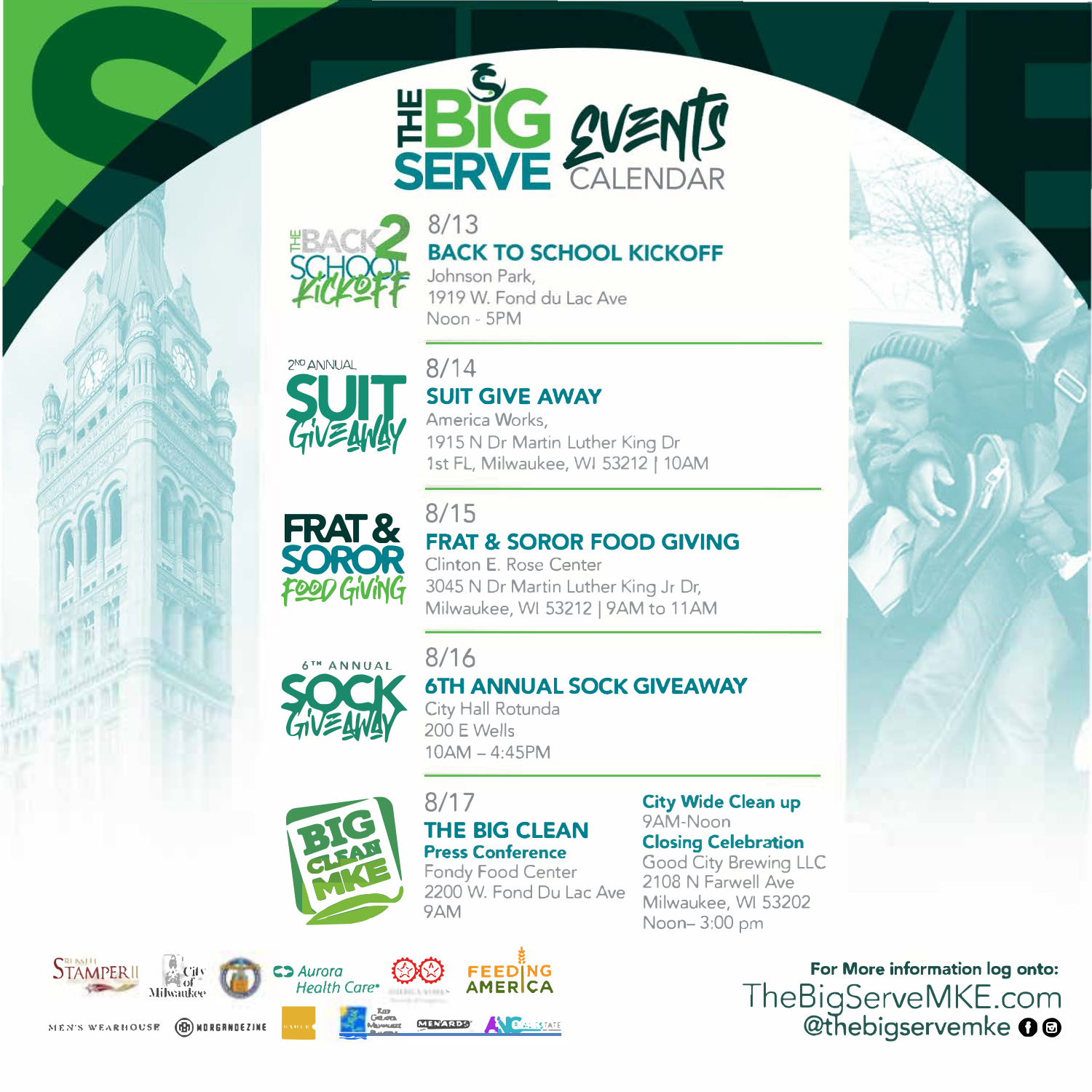# THE BIG SERVE Events CALENDAR

## 8/13
### BACK TO SCHOOL KICKOFF
Johnson Park,
1919 W. Fond du Lac Ave
Noon - 5PM

---

## 8/14
### SUIT GIVE AWAY
America Works,
1915 N Dr Martin Luther King Dr
1st FL, Milwaukee, WI 53212 | 10AM

---

## 8/15
### FRAT & SOROR FOOD GIVING
Clinton E. Rose Center
3045 N Dr Martin Luther King Jr Dr,
Milwaukee, WI 53212 | 9AM to 11AM

---

## 8/16
### 6TH ANNUAL SOCK GIVEAWAY
City Hall Rotunda
200 E Wells
10AM – 4:45PM

---

## 8/17
### THE BIG CLEAN

**Press Conference**
Fondy Food Center
2200 W. Fond Du Lac Ave
9AM

**City Wide Clean up**
9AM-Noon

**Closing Celebration**
Good City Brewing LLC
2108 N Farwell Ave
Milwaukee, WI 53202
Noon– 3:00 pm

---

**For More information log onto:**
TheBigServeMKE.com
@thebigservemke